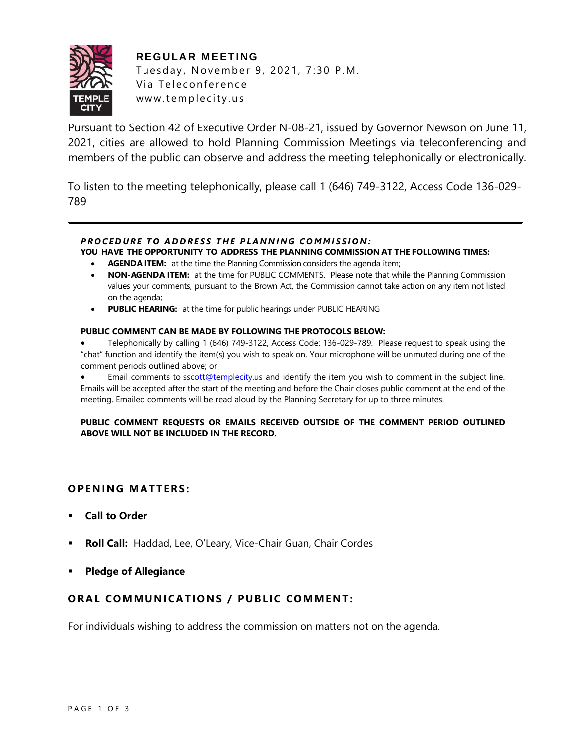# REGULAR MEETING

Tuesday, November 9, 2021, 7:30 P.M.
Via Teleconference
www.templecity.us

Pursuant to Section 42 of Executive Order N-08-21, issued by Governor Newson on June 11, 2021, cities are allowed to hold Planning Commission Meetings via teleconferencing and members of the public can observe and address the meeting telephonically or electronically.

To listen to the meeting telephonically, please call 1 (646) 749-3122, Access Code 136-029-789

***PROCEDURE TO ADDRESS THE PLANNING COMMISSION:***

**YOU HAVE THE OPPORTUNITY TO ADDRESS THE PLANNING COMMISSION AT THE FOLLOWING TIMES:**

- **AGENDA ITEM:** at the time the Planning Commission considers the agenda item;
- **NON-AGENDA ITEM:** at the time for PUBLIC COMMENTS. Please note that while the Planning Commission values your comments, pursuant to the Brown Act, the Commission cannot take action on any item not listed on the agenda;
- **PUBLIC HEARING:** at the time for public hearings under PUBLIC HEARING

**PUBLIC COMMENT CAN BE MADE BY FOLLOWING THE PROTOCOLS BELOW:**

- Telephonically by calling 1 (646) 749-3122, Access Code: 136-029-789. Please request to speak using the "chat" function and identify the item(s) you wish to speak on. Your microphone will be unmuted during one of the comment periods outlined above; or
- Email comments to sscott@templecity.us and identify the item you wish to comment in the subject line. Emails will be accepted after the start of the meeting and before the Chair closes public comment at the end of the meeting. Emailed comments will be read aloud by the Planning Secretary for up to three minutes.

**PUBLIC COMMENT REQUESTS OR EMAILS RECEIVED OUTSIDE OF THE COMMENT PERIOD OUTLINED ABOVE WILL NOT BE INCLUDED IN THE RECORD.**

## OPENING MATTERS:

- **Call to Order**
- **Roll Call:** Haddad, Lee, O'Leary, Vice-Chair Guan, Chair Cordes
- **Pledge of Allegiance**

## ORAL COMMUNICATIONS / PUBLIC COMMENT:

For individuals wishing to address the commission on matters not on the agenda.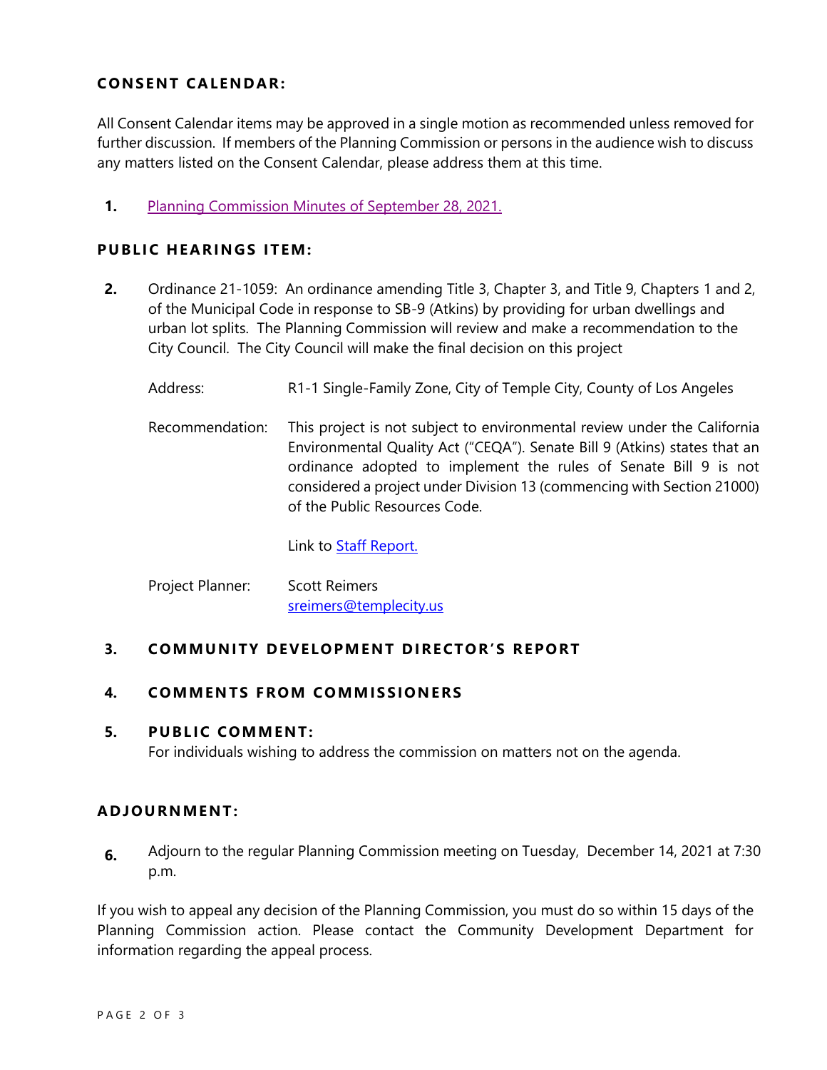## CONSENT CALENDAR:

All Consent Calendar items may be approved in a single motion as recommended unless removed for further discussion. If members of the Planning Commission or persons in the audience wish to discuss any matters listed on the Consent Calendar, please address them at this time.

1. Planning Commission Minutes of September 28, 2021.

## PUBLIC HEARINGS ITEM:

2. Ordinance 21-1059: An ordinance amending Title 3, Chapter 3, and Title 9, Chapters 1 and 2, of the Municipal Code in response to SB-9 (Atkins) by providing for urban dwellings and urban lot splits. The Planning Commission will review and make a recommendation to the City Council. The City Council will make the final decision on this project

   Address: R1-1 Single-Family Zone, City of Temple City, County of Los Angeles

   Recommendation: This project is not subject to environmental review under the California Environmental Quality Act ("CEQA"). Senate Bill 9 (Atkins) states that an ordinance adopted to implement the rules of Senate Bill 9 is not considered a project under Division 13 (commencing with Section 21000) of the Public Resources Code.

   Link to Staff Report.

   Project Planner: Scott Reimers
   sreimers@templecity.us

3. **COMMUNITY DEVELOPMENT DIRECTOR'S REPORT**

4. **COMMENTS FROM COMMISSIONERS**

5. **PUBLIC COMMENT:**
   For individuals wishing to address the commission on matters not on the agenda.

## ADJOURNMENT:

6. Adjourn to the regular Planning Commission meeting on Tuesday, December 14, 2021 at 7:30 p.m.

If you wish to appeal any decision of the Planning Commission, you must do so within 15 days of the Planning Commission action. Please contact the Community Development Department for information regarding the appeal process.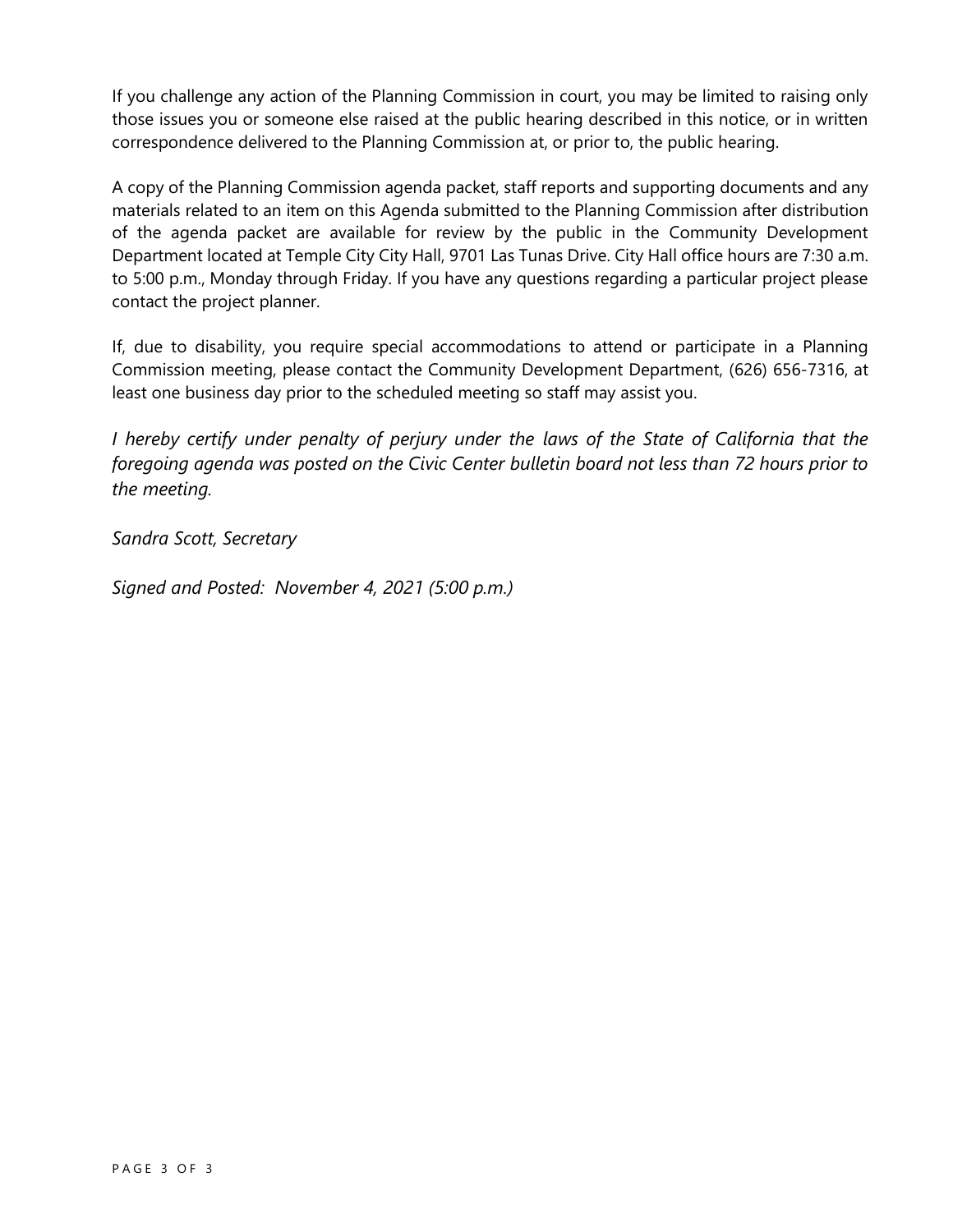If you challenge any action of the Planning Commission in court, you may be limited to raising only those issues you or someone else raised at the public hearing described in this notice, or in written correspondence delivered to the Planning Commission at, or prior to, the public hearing.

A copy of the Planning Commission agenda packet, staff reports and supporting documents and any materials related to an item on this Agenda submitted to the Planning Commission after distribution of the agenda packet are available for review by the public in the Community Development Department located at Temple City City Hall, 9701 Las Tunas Drive. City Hall office hours are 7:30 a.m. to 5:00 p.m., Monday through Friday. If you have any questions regarding a particular project please contact the project planner.

If, due to disability, you require special accommodations to attend or participate in a Planning Commission meeting, please contact the Community Development Department, (626) 656-7316, at least one business day prior to the scheduled meeting so staff may assist you.

*I hereby certify under penalty of perjury under the laws of the State of California that the foregoing agenda was posted on the Civic Center bulletin board not less than 72 hours prior to the meeting.*

*Sandra Scott, Secretary*

*Signed and Posted: November 4, 2021 (5:00 p.m.)*